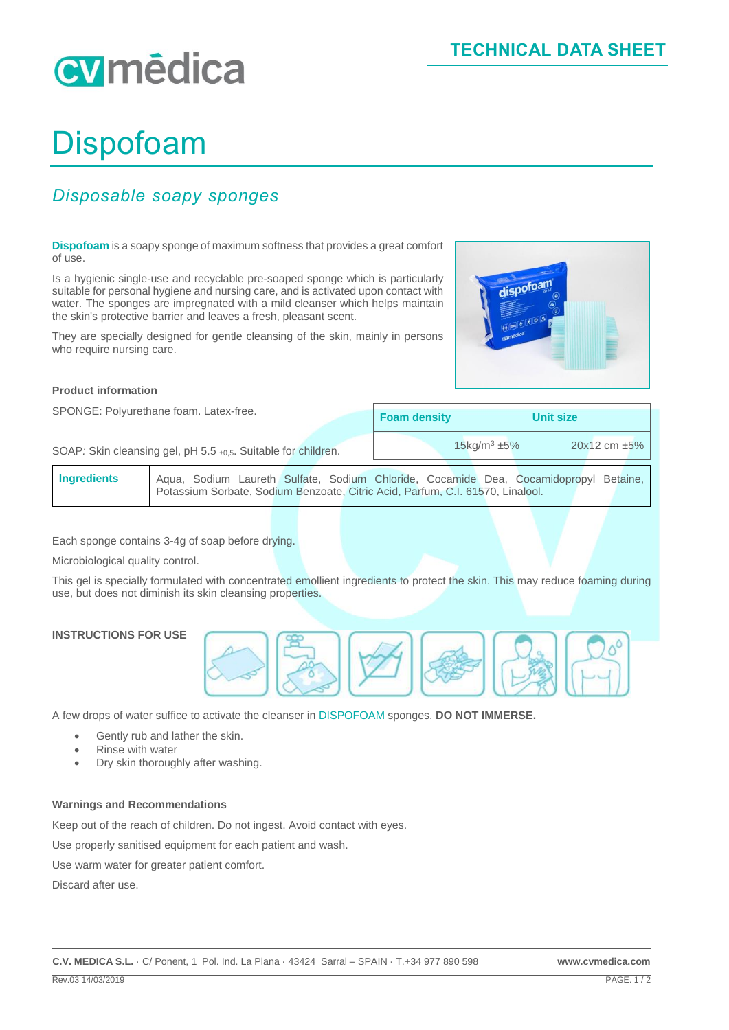TECHNICAL DATA SHEET

# Dispofoam

## *Disposable soapy sponges*

**Dispofoam** is a soapy sponge of maximum softness that provides a great comfort of use.

Is a hygienic single-use and recyclable pre-soaped sponge which is particularly suitable for personal hygiene and nursing care, and is activated upon contact with water. The sponges are impregnated with a mild cleanser which helps maintain the skin's protective barrier and leaves a fresh, pleasant scent.

They are specially designed for gentle cleansing of the skin, mainly in persons who require nursing care.

**Product information**

SPONGE: Polyurethane foam. Latex-free.

SOAP: Skin cleansing gel, pH 5.5 $_{\pm 0,5}$. Suitable for children.

| Foam density | Unit size |
|---|---|
| 15kg/m$^3$ ±5% | 20x12 cm ±5% |

| **Ingredients** | Aqua, Sodium Laureth Sulfate, Sodium Chloride, Cocamide Dea, Cocamidopropyl Betaine, Potassium Sorbate, Sodium Benzoate, Citric Acid, Parfum, C.I. 61570, Linalool. |
|---|---|

Each sponge contains 3-4g of soap before drying.

Microbiological quality control.

This gel is specially formulated with concentrated emollient ingredients to protect the skin. This may reduce foaming during use, but does not diminish its skin cleansing properties.

**INSTRUCTIONS FOR USE**

A few drops of water suffice to activate the cleanser in DISPOFOAM sponges. **DO NOT IMMERSE.**

- Gently rub and lather the skin.
- Rinse with water
- Dry skin thoroughly after washing.

**Warnings and Recommendations**

Keep out of the reach of children. Do not ingest. Avoid contact with eyes.

Use properly sanitised equipment for each patient and wash.

Use warm water for greater patient comfort.

Discard after use.

**C.V. MEDICA S.L.** · C/ Ponent, 1 Pol. Ind. La Plana · 43424 Sarral – SPAIN · T.+34 977 890 598 **www.cvmedica.com**

Rev.03 14/03/2019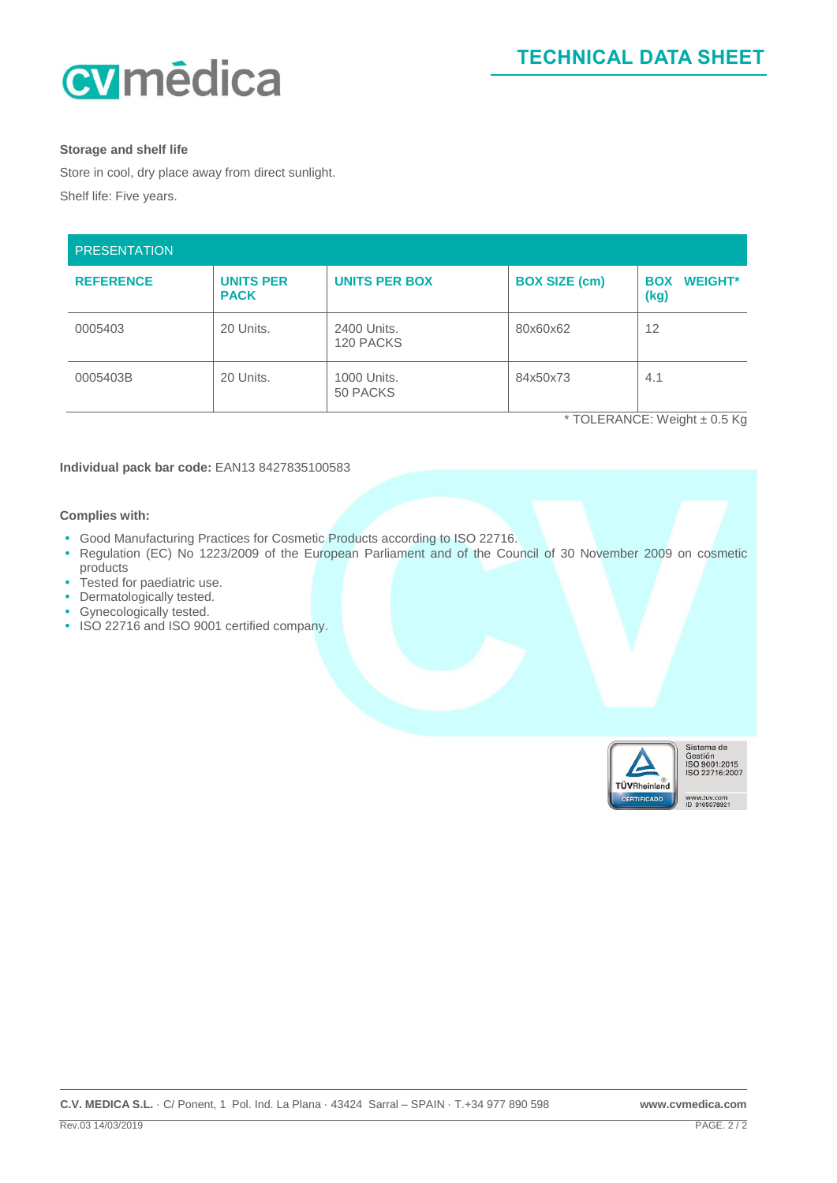## Storage and shelf life

Store in cool, dry place away from direct sunlight.

Shelf life: Five years.

| PRESENTATION | | | | |
|---|---|---|---|---|
| **REFERENCE** | **UNITS PER PACK** | **UNITS PER BOX** | **BOX SIZE (cm)** | **BOX WEIGHT* (kg)** |
| 0005403 | 20 Units. | 2400 Units. 120 PACKS | 80x60x62 | 12 |
| 0005403B | 20 Units. | 1000 Units. 50 PACKS | 84x50x73 | 4.1 |

* TOLERANCE: Weight ± 0.5 Kg

**Individual pack bar code:** EAN13 8427835100583

**Complies with:**

- Good Manufacturing Practices for Cosmetic Products according to ISO 22716.
- Regulation (EC) No 1223/2009 of the European Parliament and of the Council of 30 November 2009 on cosmetic products
- Tested for paediatric use.
- Dermatologically tested.
- Gynecologically tested.
- ISO 22716 and ISO 9001 certified company.

TÜVRheinland CERTIFICADO

Sistema de Gestión ISO 9001:2015 ISO 22716:2007

www.tuv.com ID 9105078921

**C.V. MEDICA S.L.** · C/ Ponent, 1 Pol. Ind. La Plana · 43424 Sarral – SPAIN · T.+34 977 890 598 **www.cvmedica.com**

Rev.03 14/03/2019